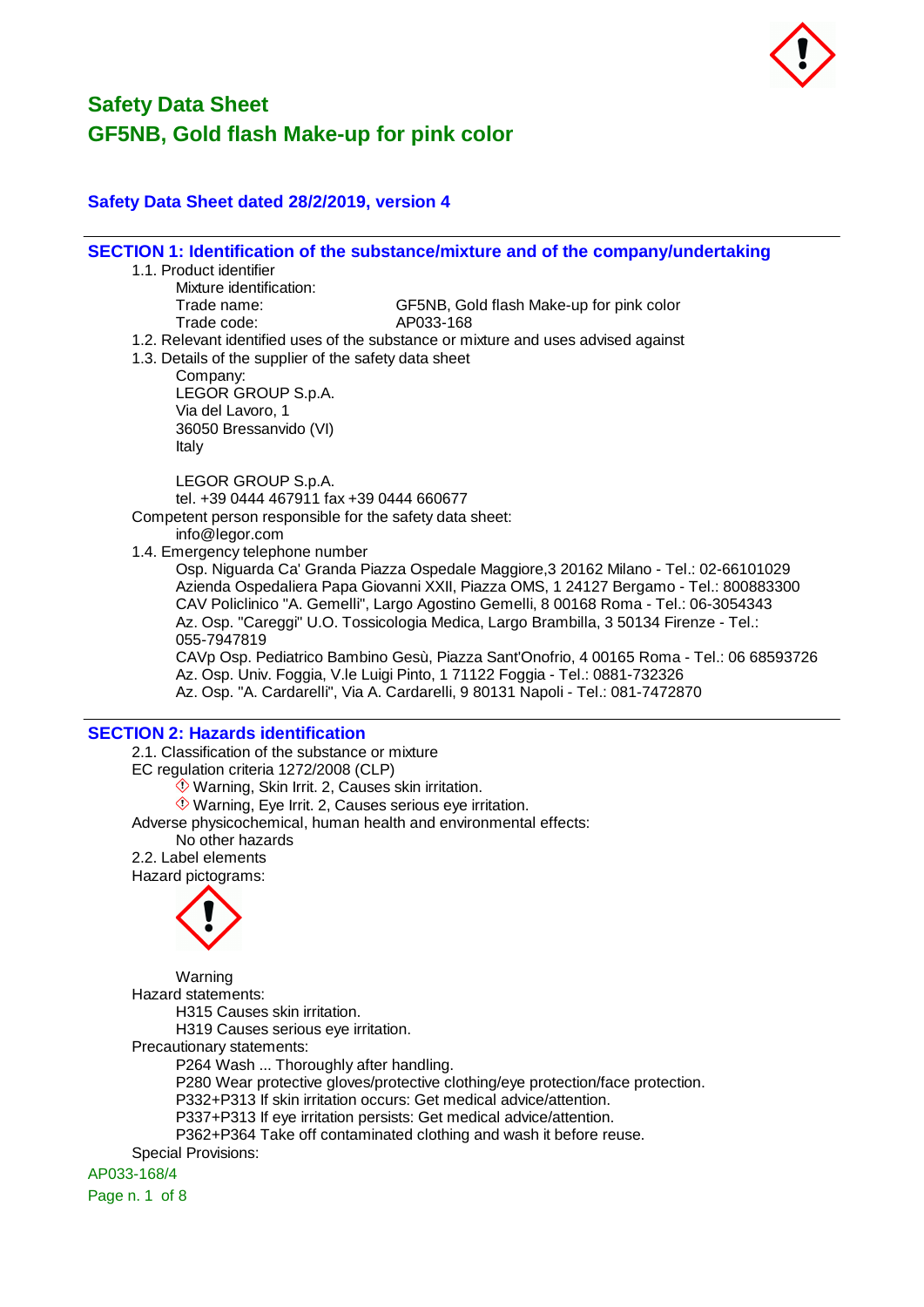# Safety Data Sheet
# GF5NB, Gold flash Make-up for pink color

**Safety Data Sheet dated 28/2/2019, version 4**

## SECTION 1: Identification of the substance/mixture and of the company/undertaking

1.1. Product identifier

Mixture identification:

Trade name: GF5NB, Gold flash Make-up for pink color

Trade code: AP033-168

1.2. Relevant identified uses of the substance or mixture and uses advised against

1.3. Details of the supplier of the safety data sheet

Company:
LEGOR GROUP S.p.A.
Via del Lavoro, 1
36050 Bressanvido (VI)
Italy

LEGOR GROUP S.p.A.
tel. +39 0444 467911 fax +39 0444 660677

Competent person responsible for the safety data sheet:
info@legor.com

1.4. Emergency telephone number

Osp. Niguarda Ca' Granda Piazza Ospedale Maggiore,3 20162 Milano - Tel.: 02-66101029
Azienda Ospedaliera Papa Giovanni XXII, Piazza OMS, 1 24127 Bergamo - Tel.: 800883300
CAV Policlinico "A. Gemelli", Largo Agostino Gemelli, 8 00168 Roma - Tel.: 06-3054343
Az. Osp. "Careggi" U.O. Tossicologia Medica, Largo Brambilla, 3 50134 Firenze - Tel.: 055-7947819
CAVp Osp. Pediatrico Bambino Gesù, Piazza Sant'Onofrio, 4 00165 Roma - Tel.: 06 68593726
Az. Osp. Univ. Foggia, V.le Luigi Pinto, 1 71122 Foggia - Tel.: 0881-732326
Az. Osp. "A. Cardarelli", Via A. Cardarelli, 9 80131 Napoli - Tel.: 081-7472870

## SECTION 2: Hazards identification

2.1. Classification of the substance or mixture

EC regulation criteria 1272/2008 (CLP)

Warning, Skin Irrit. 2, Causes skin irritation.
Warning, Eye Irrit. 2, Causes serious eye irritation.

Adverse physicochemical, human health and environmental effects:
No other hazards

2.2. Label elements

Hazard pictograms:

Warning

Hazard statements:
H315 Causes skin irritation.
H319 Causes serious eye irritation.

Precautionary statements:
P264 Wash ... Thoroughly after handling.
P280 Wear protective gloves/protective clothing/eye protection/face protection.
P332+P313 If skin irritation occurs: Get medical advice/attention.
P337+P313 If eye irritation persists: Get medical advice/attention.
P362+P364 Take off contaminated clothing and wash it before reuse.

Special Provisions: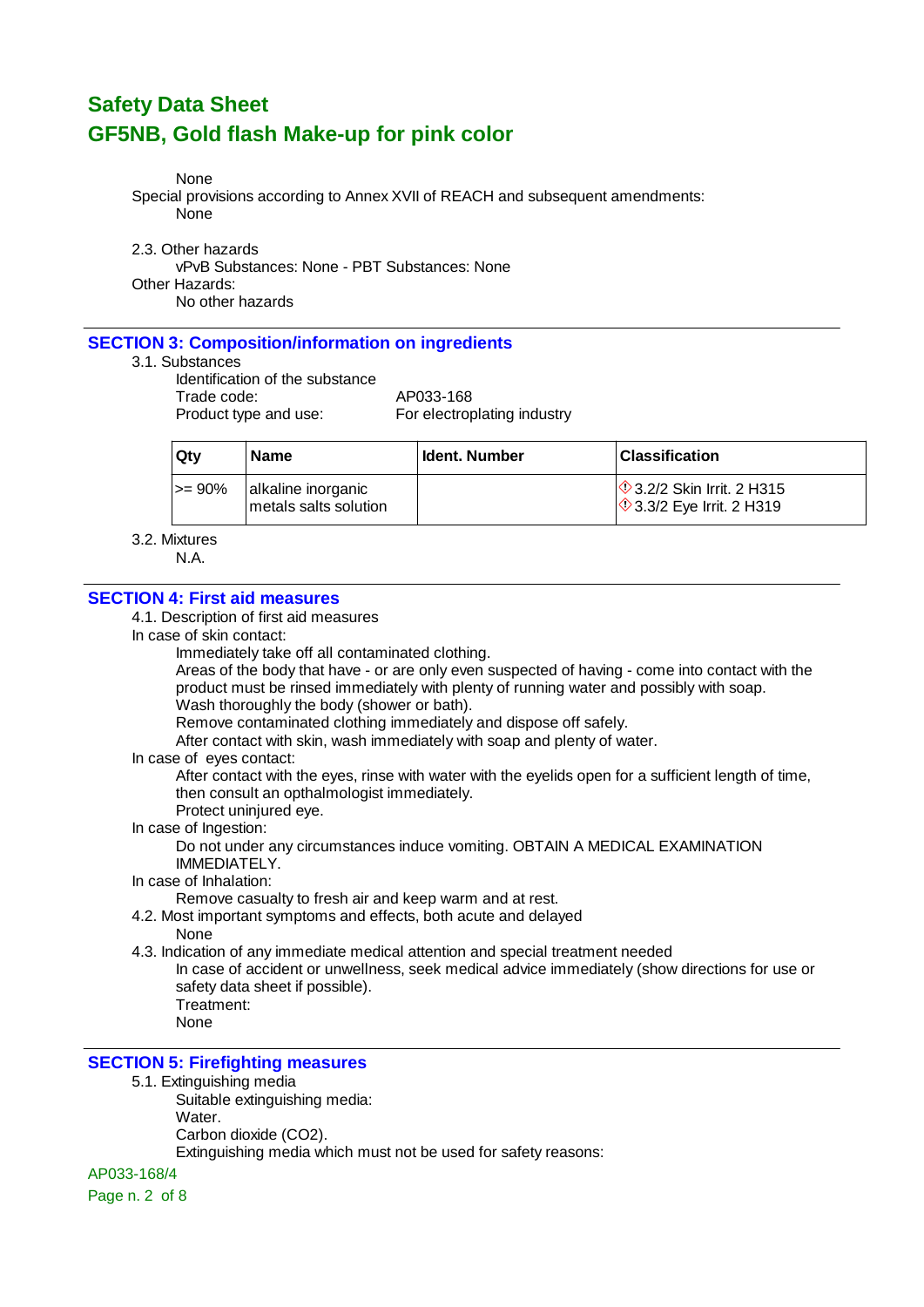None

Special provisions according to Annex XVII of REACH and subsequent amendments:

None

2.3. Other hazards

vPvB Substances: None - PBT Substances: None

Other Hazards:

No other hazards

## SECTION 3: Composition/information on ingredients

3.1. Substances

Identification of the substance

Trade code: AP033-168

Product type and use: For electroplating industry

| Qty | Name | Ident. Number | Classification |
|---|---|---|---|
| >= 90% | alkaline inorganic metals salts solution | | 3.2/2 Skin Irrit. 2 H315<br>3.3/2 Eye Irrit. 2 H319 |

3.2. Mixtures

N.A.

## SECTION 4: First aid measures

4.1. Description of first aid measures

In case of skin contact:

Immediately take off all contaminated clothing.

Areas of the body that have - or are only even suspected of having - come into contact with the product must be rinsed immediately with plenty of running water and possibly with soap.

Wash thoroughly the body (shower or bath).

Remove contaminated clothing immediately and dispose off safely.

After contact with skin, wash immediately with soap and plenty of water.

In case of eyes contact:

After contact with the eyes, rinse with water with the eyelids open for a sufficient length of time, then consult an opthalmologist immediately.

Protect uninjured eye.

In case of Ingestion:

Do not under any circumstances induce vomiting. OBTAIN A MEDICAL EXAMINATION IMMEDIATELY.

In case of Inhalation:

Remove casualty to fresh air and keep warm and at rest.

4.2. Most important symptoms and effects, both acute and delayed

None

4.3. Indication of any immediate medical attention and special treatment needed

In case of accident or unwellness, seek medical advice immediately (show directions for use or safety data sheet if possible).

Treatment:

None

## SECTION 5: Firefighting measures

5.1. Extinguishing media

Suitable extinguishing media:

Water.

Carbon dioxide ($CO_2$).

Extinguishing media which must not be used for safety reasons: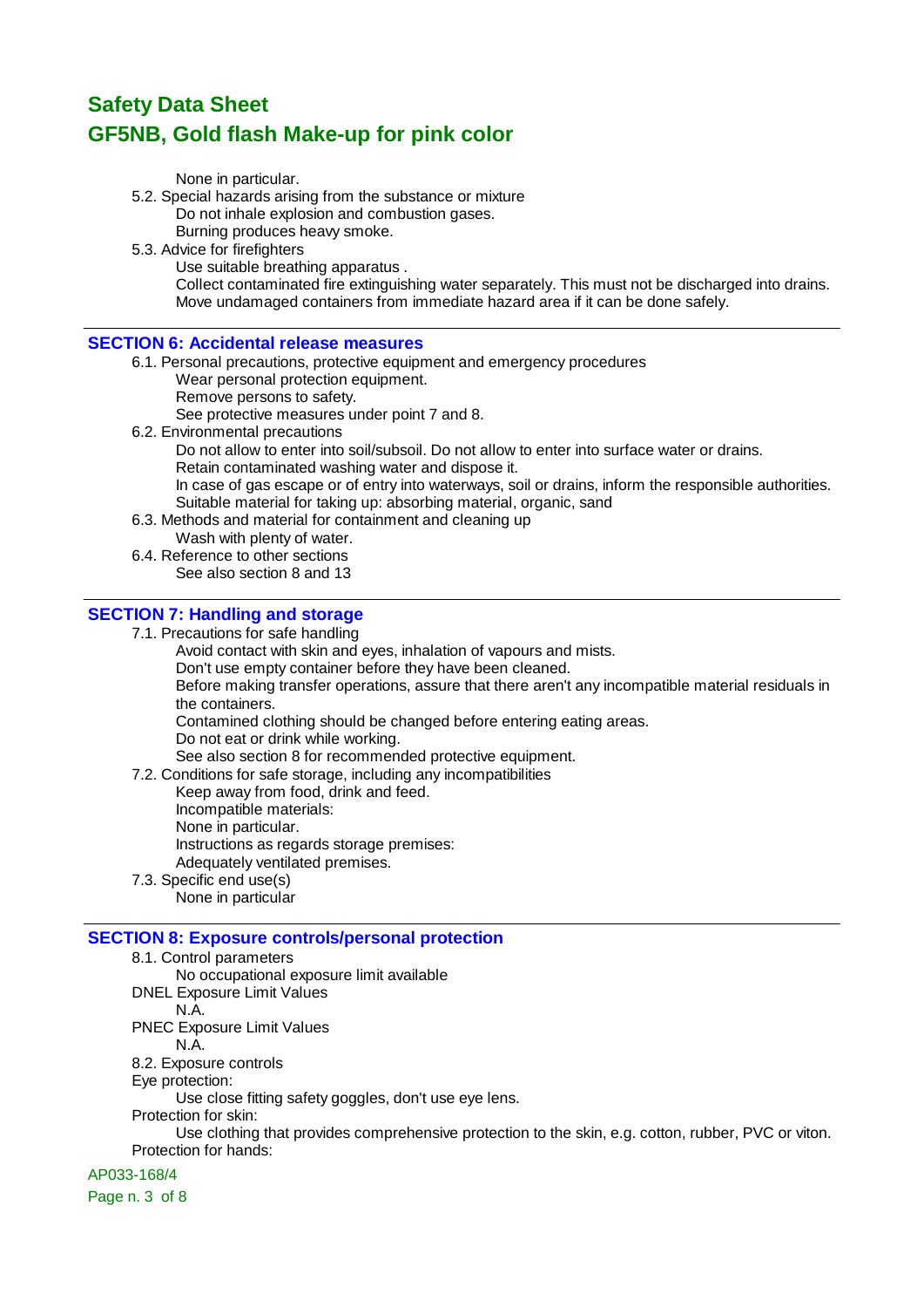None in particular.

5.2. Special hazards arising from the substance or mixture

Do not inhale explosion and combustion gases.
Burning produces heavy smoke.

5.3. Advice for firefighters

Use suitable breathing apparatus .
Collect contaminated fire extinguishing water separately. This must not be discharged into drains.
Move undamaged containers from immediate hazard area if it can be done safely.

## SECTION 6: Accidental release measures

6.1. Personal precautions, protective equipment and emergency procedures

Wear personal protection equipment.
Remove persons to safety.
See protective measures under point 7 and 8.

6.2. Environmental precautions

Do not allow to enter into soil/subsoil. Do not allow to enter into surface water or drains.
Retain contaminated washing water and dispose it.
In case of gas escape or of entry into waterways, soil or drains, inform the responsible authorities.
Suitable material for taking up: absorbing material, organic, sand

6.3. Methods and material for containment and cleaning up

Wash with plenty of water.

6.4. Reference to other sections

See also section 8 and 13

## SECTION 7: Handling and storage

7.1. Precautions for safe handling

Avoid contact with skin and eyes, inhalation of vapours and mists.
Don't use empty container before they have been cleaned.
Before making transfer operations, assure that there aren't any incompatible material residuals in the containers.
Contamined clothing should be changed before entering eating areas.
Do not eat or drink while working.
See also section 8 for recommended protective equipment.

7.2. Conditions for safe storage, including any incompatibilities

Keep away from food, drink and feed.
Incompatible materials:
None in particular.
Instructions as regards storage premises:
Adequately ventilated premises.

7.3. Specific end use(s)

None in particular

## SECTION 8: Exposure controls/personal protection

8.1. Control parameters

No occupational exposure limit available

DNEL Exposure Limit Values

N.A.

PNEC Exposure Limit Values

N.A.

8.2. Exposure controls

Eye protection:

Use close fitting safety goggles, don't use eye lens.

Protection for skin:

Use clothing that provides comprehensive protection to the skin, e.g. cotton, rubber, PVC or viton.

Protection for hands:

AP033-168/4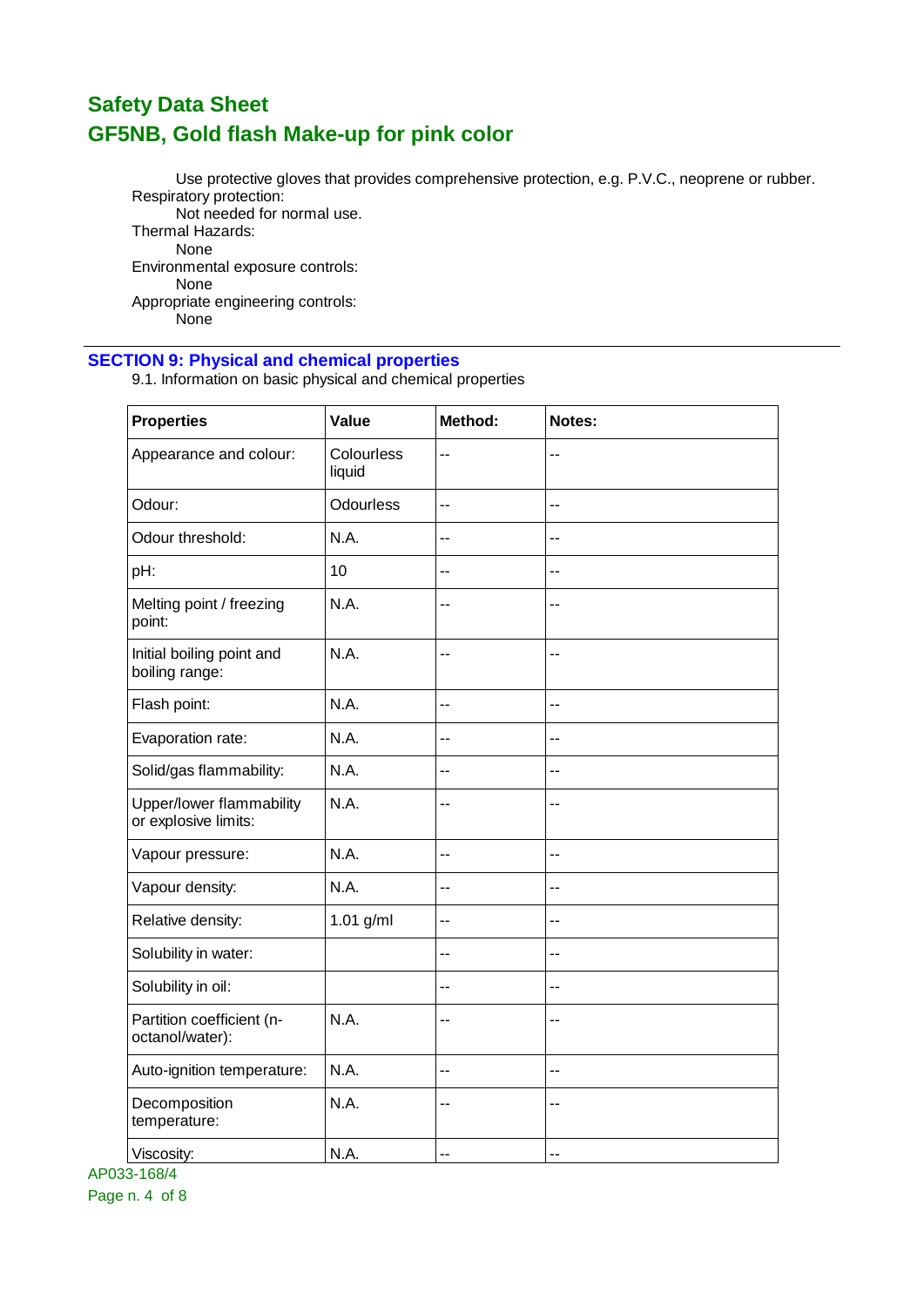Use protective gloves that provides comprehensive protection, e.g. P.V.C., neoprene or rubber.

Respiratory protection:

Not needed for normal use.

Thermal Hazards:

None

Environmental exposure controls:

None

Appropriate engineering controls:

None

## SECTION 9: Physical and chemical properties

9.1. Information on basic physical and chemical properties

| Properties | Value | Method: | Notes: |
|---|---|---|---|
| Appearance and colour: | Colourless liquid | -- | -- |
| Odour: | Odourless | -- | -- |
| Odour threshold: | N.A. | -- | -- |
| pH: | 10 | -- | -- |
| Melting point / freezing point: | N.A. | -- | -- |
| Initial boiling point and boiling range: | N.A. | -- | -- |
| Flash point: | N.A. | -- | -- |
| Evaporation rate: | N.A. | -- | -- |
| Solid/gas flammability: | N.A. | -- | -- |
| Upper/lower flammability or explosive limits: | N.A. | -- | -- |
| Vapour pressure: | N.A. | -- | -- |
| Vapour density: | N.A. | -- | -- |
| Relative density: | 1.01 g/ml | -- | -- |
| Solubility in water: | | -- | -- |
| Solubility in oil: | | -- | -- |
| Partition coefficient (n-octanol/water): | N.A. | -- | -- |
| Auto-ignition temperature: | N.A. | -- | -- |
| Decomposition temperature: | N.A. | -- | -- |
| Viscosity: | N.A. | -- | -- |

AP033-168/4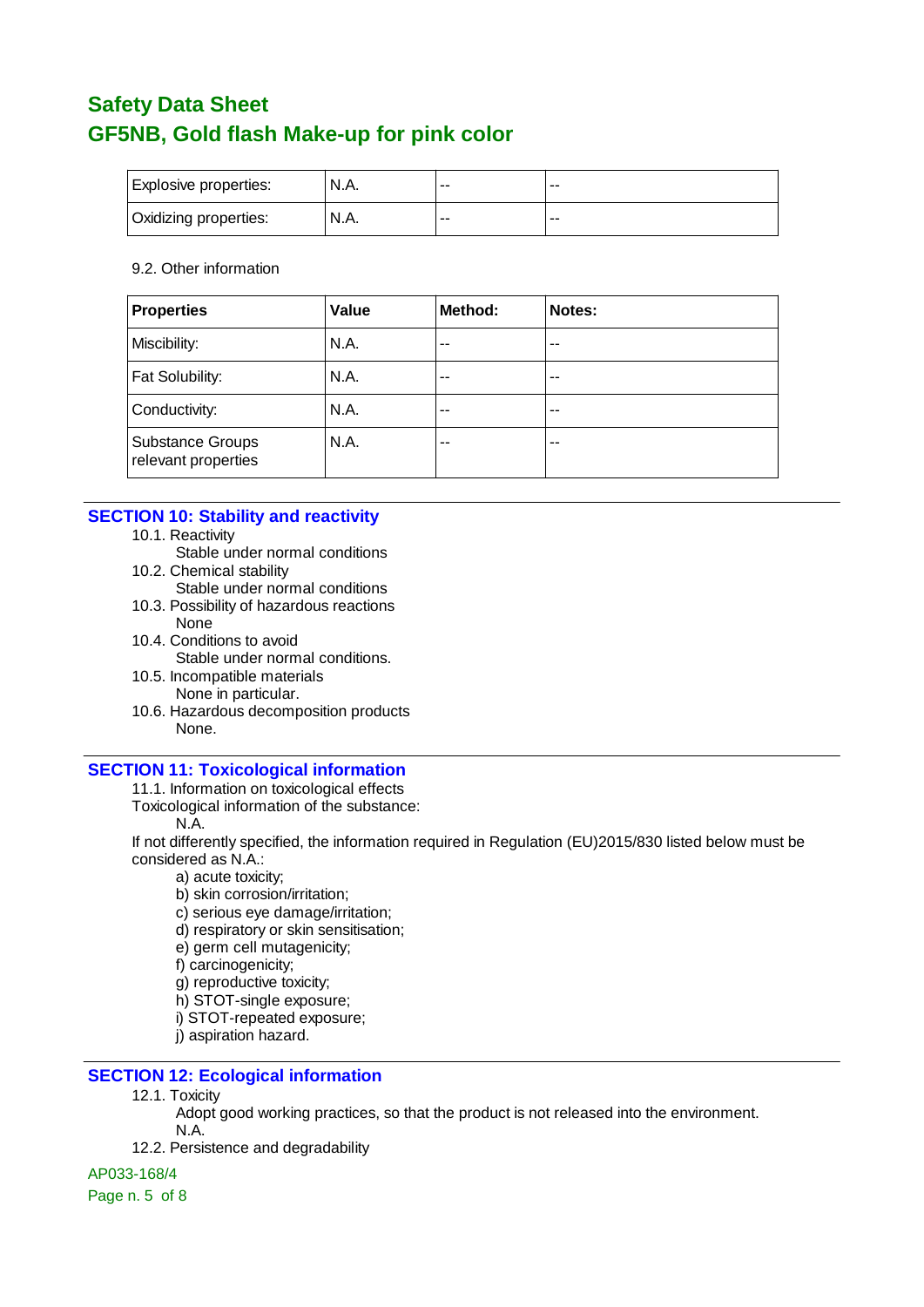| Explosive properties: | N.A. | -- | -- |
|---|---|---|---|
| Oxidizing properties: | N.A. | -- | -- |

9.2. Other information

| Properties | Value | Method: | Notes: |
|---|---|---|---|
| Miscibility: | N.A. | -- | -- |
| Fat Solubility: | N.A. | -- | -- |
| Conductivity: | N.A. | -- | -- |
| Substance Groups relevant properties | N.A. | -- | -- |

## SECTION 10: Stability and reactivity

10.1. Reactivity
Stable under normal conditions

10.2. Chemical stability
Stable under normal conditions

10.3. Possibility of hazardous reactions
None

10.4. Conditions to avoid
Stable under normal conditions.

10.5. Incompatible materials
None in particular.

10.6. Hazardous decomposition products
None.

## SECTION 11: Toxicological information

11.1. Information on toxicological effects

Toxicological information of the substance:
N.A.

If not differently specified, the information required in Regulation (EU)2015/830 listed below must be considered as N.A.:

a) acute toxicity;
b) skin corrosion/irritation;
c) serious eye damage/irritation;
d) respiratory or skin sensitisation;
e) germ cell mutagenicity;
f) carcinogenicity;
g) reproductive toxicity;
h) STOT-single exposure;
i) STOT-repeated exposure;
j) aspiration hazard.

## SECTION 12: Ecological information

12.1. Toxicity
Adopt good working practices, so that the product is not released into the environment.
N.A.

12.2. Persistence and degradability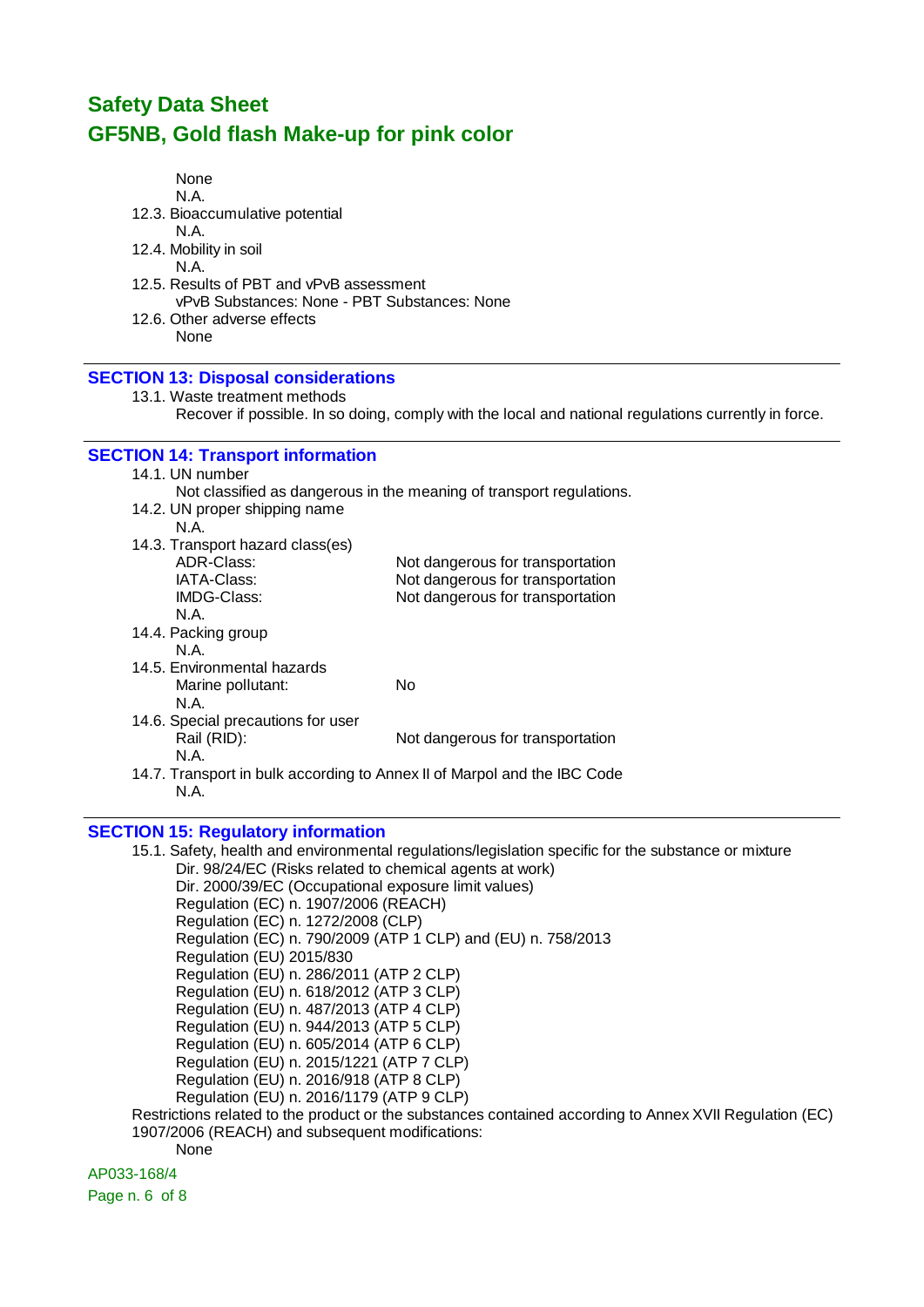None
N.A.

12.3. Bioaccumulative potential
N.A.

12.4. Mobility in soil
N.A.

12.5. Results of PBT and vPvB assessment
vPvB Substances: None - PBT Substances: None

12.6. Other adverse effects
None

## SECTION 13: Disposal considerations

13.1. Waste treatment methods
Recover if possible. In so doing, comply with the local and national regulations currently in force.

## SECTION 14: Transport information

14.1. UN number
Not classified as dangerous in the meaning of transport regulations.

14.2. UN proper shipping name
N.A.

14.3. Transport hazard class(es)

| | |
|---|---|
| ADR-Class: | Not dangerous for transportation |
| IATA-Class: | Not dangerous for transportation |
| IMDG-Class: | Not dangerous for transportation |

N.A.

14.4. Packing group
N.A.

14.5. Environmental hazards
Marine pollutant: No
N.A.

14.6. Special precautions for user
Rail (RID): Not dangerous for transportation
N.A.

14.7. Transport in bulk according to Annex II of Marpol and the IBC Code
N.A.

## SECTION 15: Regulatory information

15.1. Safety, health and environmental regulations/legislation specific for the substance or mixture
Dir. 98/24/EC (Risks related to chemical agents at work)
Dir. 2000/39/EC (Occupational exposure limit values)
Regulation (EC) n. 1907/2006 (REACH)
Regulation (EC) n. 1272/2008 (CLP)
Regulation (EC) n. 790/2009 (ATP 1 CLP) and (EU) n. 758/2013
Regulation (EU) 2015/830
Regulation (EU) n. 286/2011 (ATP 2 CLP)
Regulation (EU) n. 618/2012 (ATP 3 CLP)
Regulation (EU) n. 487/2013 (ATP 4 CLP)
Regulation (EU) n. 944/2013 (ATP 5 CLP)
Regulation (EU) n. 605/2014 (ATP 6 CLP)
Regulation (EU) n. 2015/1221 (ATP 7 CLP)
Regulation (EU) n. 2016/918 (ATP 8 CLP)
Regulation (EU) n. 2016/1179 (ATP 9 CLP)

Restrictions related to the product or the substances contained according to Annex XVII Regulation (EC) 1907/2006 (REACH) and subsequent modifications:
None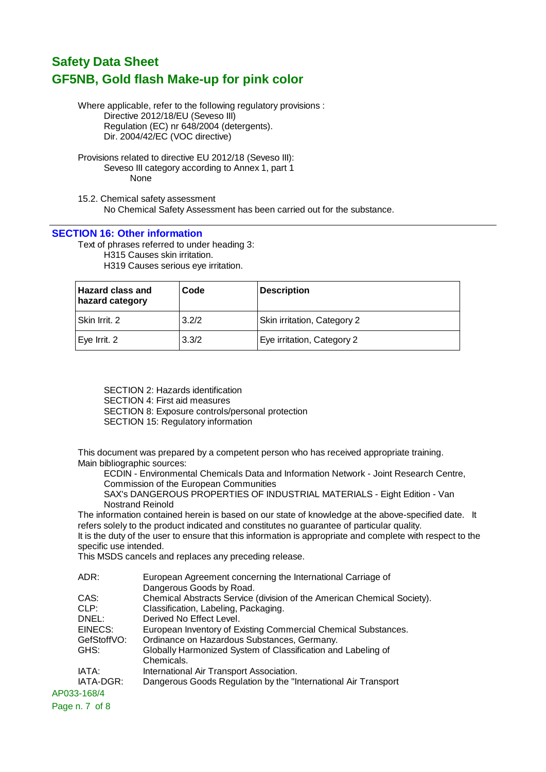# Safety Data Sheet
# GF5NB, Gold flash Make-up for pink color

Where applicable, refer to the following regulatory provisions :

Directive 2012/18/EU (Seveso III)
Regulation (EC) nr 648/2004 (detergents).
Dir. 2004/42/EC (VOC directive)

Provisions related to directive EU 2012/18 (Seveso III):

Seveso III category according to Annex 1, part 1

None

15.2. Chemical safety assessment

No Chemical Safety Assessment has been carried out for the substance.

---

## SECTION 16: Other information

Text of phrases referred to under heading 3:

H315 Causes skin irritation.
H319 Causes serious eye irritation.

| Hazard class and hazard category | Code | Description |
|---|---|---|
| Skin Irrit. 2 | 3.2/2 | Skin irritation, Category 2 |
| Eye Irrit. 2 | 3.3/2 | Eye irritation, Category 2 |

SECTION 2: Hazards identification
SECTION 4: First aid measures
SECTION 8: Exposure controls/personal protection
SECTION 15: Regulatory information

This document was prepared by a competent person who has received appropriate training.
Main bibliographic sources:

ECDIN - Environmental Chemicals Data and Information Network - Joint Research Centre, Commission of the European Communities
SAX's DANGEROUS PROPERTIES OF INDUSTRIAL MATERIALS - Eight Edition - Van Nostrand Reinold

The information contained herein is based on our state of knowledge at the above-specified date. It refers solely to the product indicated and constitutes no guarantee of particular quality.
It is the duty of the user to ensure that this information is appropriate and complete with respect to the specific use intended.
This MSDS cancels and replaces any preceding release.

ADR: European Agreement concerning the International Carriage of Dangerous Goods by Road.
CAS: Chemical Abstracts Service (division of the American Chemical Society).
CLP: Classification, Labeling, Packaging.
DNEL: Derived No Effect Level.
EINECS: European Inventory of Existing Commercial Chemical Substances.
GefStoffVO: Ordinance on Hazardous Substances, Germany.
GHS: Globally Harmonized System of Classification and Labeling of Chemicals.
IATA: International Air Transport Association.
IATA-DGR: Dangerous Goods Regulation by the "International Air Transport

AP033-168/4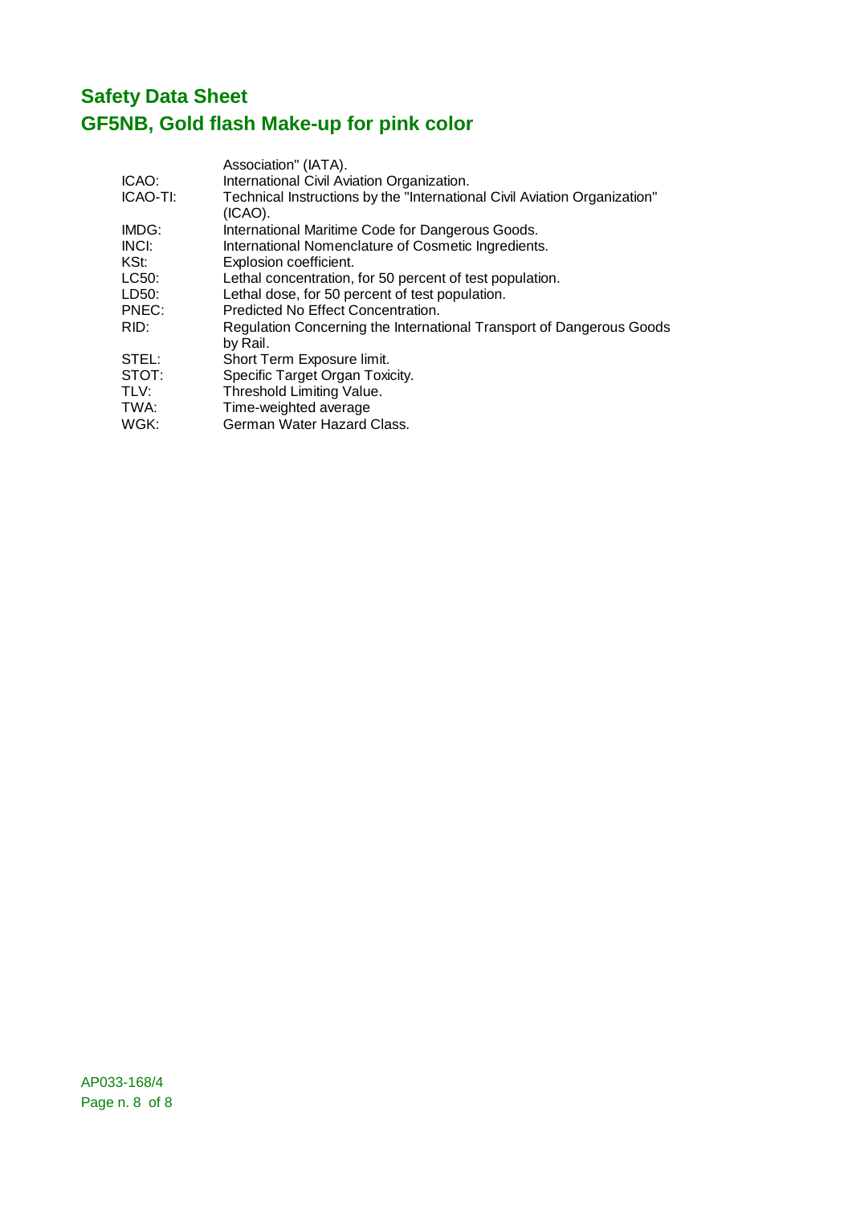Association" (IATA).

| | |
|---|---|
| ICAO: | International Civil Aviation Organization. |
| ICAO-TI: | Technical Instructions by the "International Civil Aviation Organization" (ICAO). |
| IMDG: | International Maritime Code for Dangerous Goods. |
| INCI: | International Nomenclature of Cosmetic Ingredients. |
| KSt: | Explosion coefficient. |
| LC50: | Lethal concentration, for 50 percent of test population. |
| LD50: | Lethal dose, for 50 percent of test population. |
| PNEC: | Predicted No Effect Concentration. |
| RID: | Regulation Concerning the International Transport of Dangerous Goods by Rail. |
| STEL: | Short Term Exposure limit. |
| STOT: | Specific Target Organ Toxicity. |
| TLV: | Threshold Limiting Value. |
| TWA: | Time-weighted average |
| WGK: | German Water Hazard Class. |